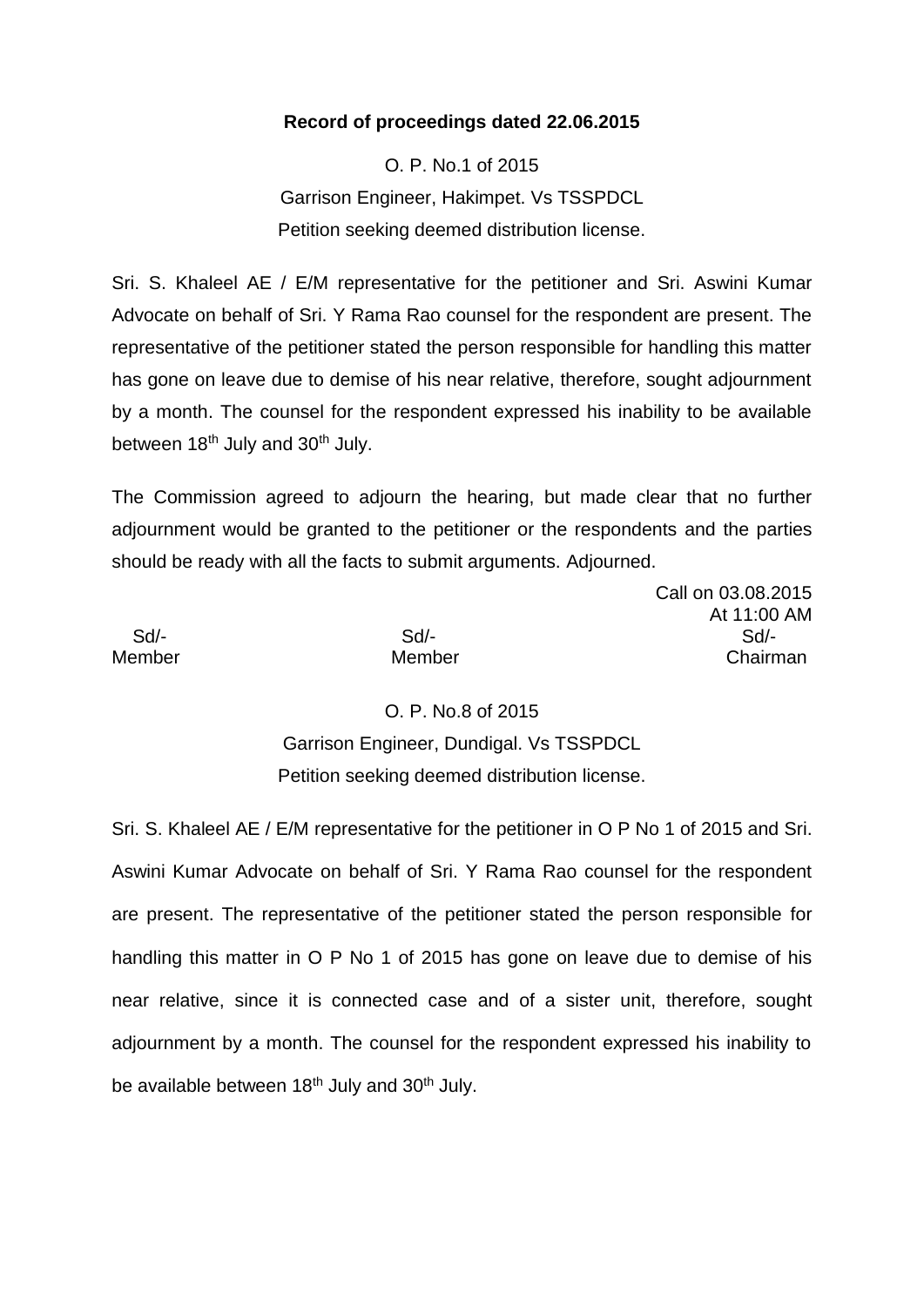**Record of proceedings dated 22.06.2015**

O. P. No.1 of 2015
Garrison Engineer, Hakimpet. Vs TSSPDCL
Petition seeking deemed distribution license.

Sri. S. Khaleel AE / E/M representative for the petitioner and Sri. Aswini Kumar Advocate on behalf of Sri. Y Rama Rao counsel for the respondent are present. The representative of the petitioner stated the person responsible for handling this matter has gone on leave due to demise of his near relative, therefore, sought adjournment by a month. The counsel for the respondent expressed his inability to be available between 18th July and 30th July.

The Commission agreed to adjourn the hearing, but made clear that no further adjournment would be granted to the petitioner or the respondents and the parties should be ready with all the facts to submit arguments. Adjourned.

Call on 03.08.2015
At 11:00 AM

| Sd/- | Sd/- | Sd/- |
|---|---|---|
| Member | Member | Chairman |

O. P. No.8 of 2015
Garrison Engineer, Dundigal. Vs TSSPDCL
Petition seeking deemed distribution license.

Sri. S. Khaleel AE / E/M representative for the petitioner in O P No 1 of 2015 and Sri. Aswini Kumar Advocate on behalf of Sri. Y Rama Rao counsel for the respondent are present. The representative of the petitioner stated the person responsible for handling this matter in O P No 1 of 2015 has gone on leave due to demise of his near relative, since it is connected case and of a sister unit, therefore, sought adjournment by a month. The counsel for the respondent expressed his inability to be available between 18th July and 30th July.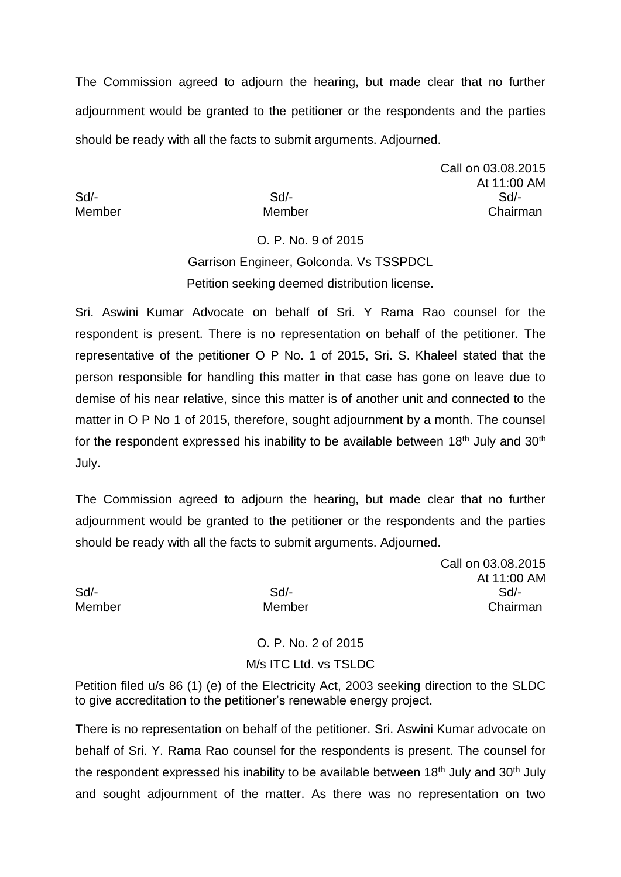The Commission agreed to adjourn the hearing, but made clear that no further adjournment would be granted to the petitioner or the respondents and the parties should be ready with all the facts to submit arguments. Adjourned.

Call on 03.08.2015
At 11:00 AM

| Sd/- | Sd/- | Sd/- |
|---|---|---|
| Member | Member | Chairman |

O. P. No. 9 of 2015

Garrison Engineer, Golconda. Vs TSSPDCL

Petition seeking deemed distribution license.

Sri. Aswini Kumar Advocate on behalf of Sri. Y Rama Rao counsel for the respondent is present. There is no representation on behalf of the petitioner. The representative of the petitioner O P No. 1 of 2015, Sri. S. Khaleel stated that the person responsible for handling this matter in that case has gone on leave due to demise of his near relative, since this matter is of another unit and connected to the matter in O P No 1 of 2015, therefore, sought adjournment by a month. The counsel for the respondent expressed his inability to be available between 18th July and 30th July.

The Commission agreed to adjourn the hearing, but made clear that no further adjournment would be granted to the petitioner or the respondents and the parties should be ready with all the facts to submit arguments. Adjourned.

Call on 03.08.2015
At 11:00 AM

| Sd/- | Sd/- | Sd/- |
|---|---|---|
| Member | Member | Chairman |

O. P. No. 2 of 2015

M/s ITC Ltd. vs TSLDC

Petition filed u/s 86 (1) (e) of the Electricity Act, 2003 seeking direction to the SLDC to give accreditation to the petitioner's renewable energy project.

There is no representation on behalf of the petitioner. Sri. Aswini Kumar advocate on behalf of Sri. Y. Rama Rao counsel for the respondents is present. The counsel for the respondent expressed his inability to be available between 18th July and 30th July and sought adjournment of the matter. As there was no representation on two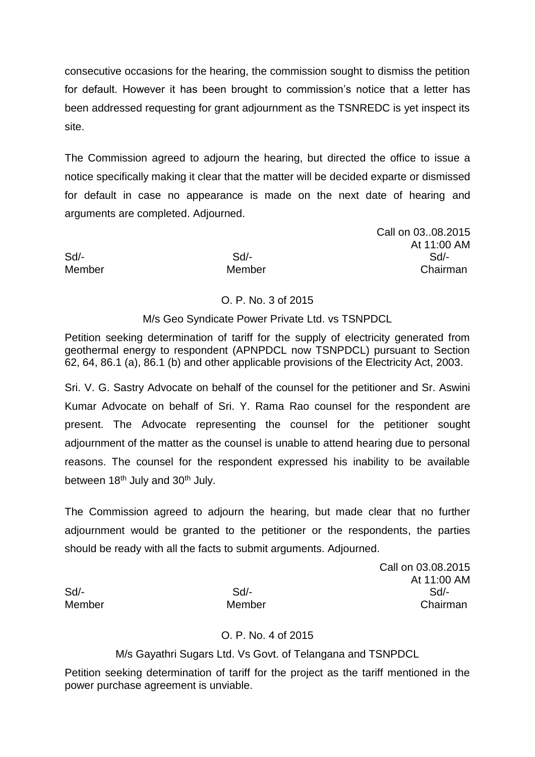consecutive occasions for the hearing, the commission sought to dismiss the petition for default. However it has been brought to commission's notice that a letter has been addressed requesting for grant adjournment as the TSNREDC is yet inspect its site.

The Commission agreed to adjourn the hearing, but directed the office to issue a notice specifically making it clear that the matter will be decided exparte or dismissed for default in case no appearance is made on the next date of hearing and arguments are completed. Adjourned.

Call on 03..08.2015
At 11:00 AM

| Sd/- | Sd/- | Sd/- |
|---|---|---|
| Member | Member | Chairman |

O. P. No. 3 of 2015

M/s Geo Syndicate Power Private Ltd. vs TSNPDCL

Petition seeking determination of tariff for the supply of electricity generated from geothermal energy to respondent (APNPDCL now TSNPDCL) pursuant to Section 62, 64, 86.1 (a), 86.1 (b) and other applicable provisions of the Electricity Act, 2003.

Sri. V. G. Sastry Advocate on behalf of the counsel for the petitioner and Sr. Aswini Kumar Advocate on behalf of Sri. Y. Rama Rao counsel for the respondent are present. The Advocate representing the counsel for the petitioner sought adjournment of the matter as the counsel is unable to attend hearing due to personal reasons. The counsel for the respondent expressed his inability to be available between 18th July and 30th July.

The Commission agreed to adjourn the hearing, but made clear that no further adjournment would be granted to the petitioner or the respondents, the parties should be ready with all the facts to submit arguments. Adjourned.

Call on 03.08.2015
At 11:00 AM

| Sd/- | Sd/- | Sd/- |
|---|---|---|
| Member | Member | Chairman |

O. P. No. 4 of 2015

M/s Gayathri Sugars Ltd. Vs Govt. of Telangana and TSNPDCL

Petition seeking determination of tariff for the project as the tariff mentioned in the power purchase agreement is unviable.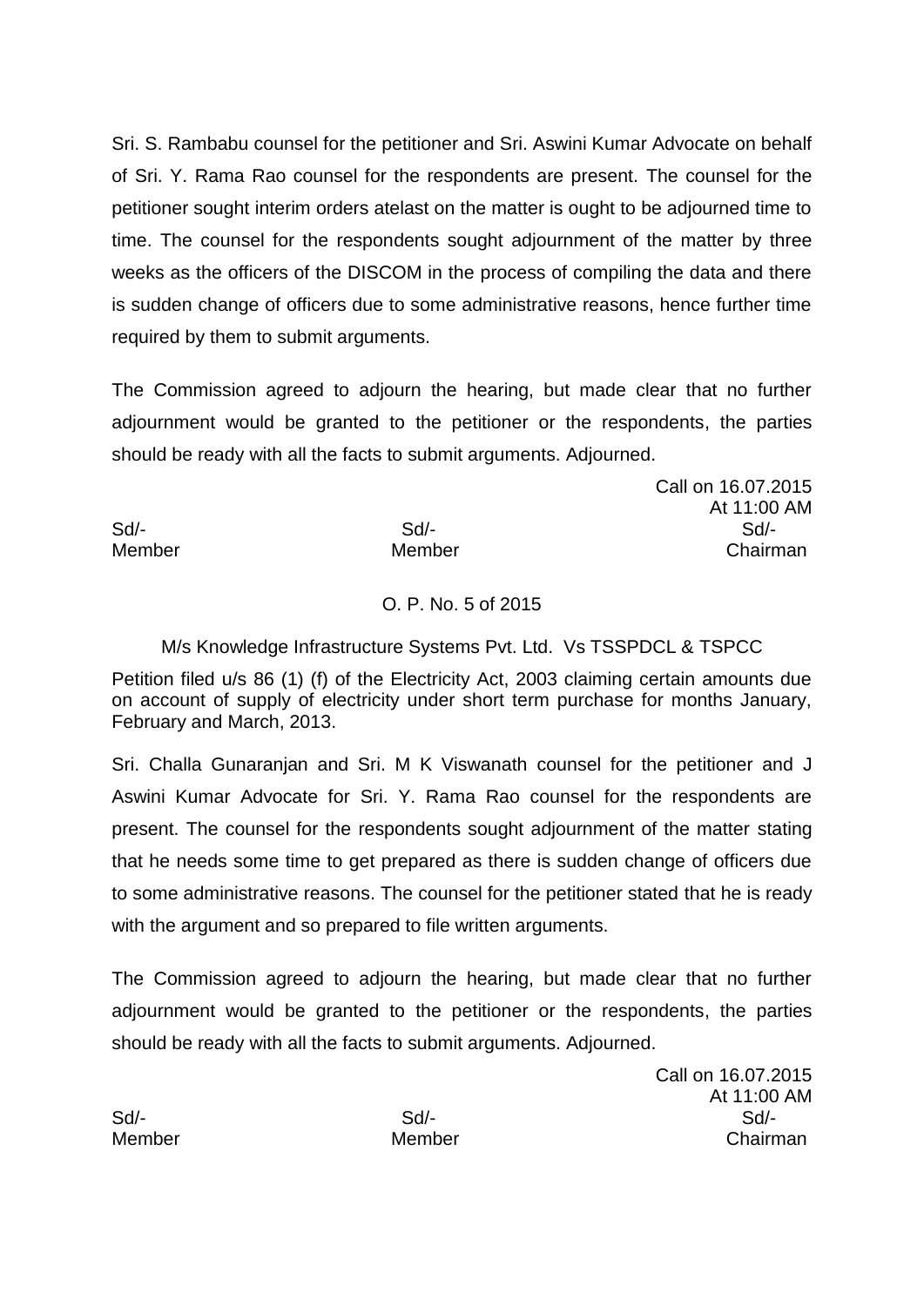Sri. S. Rambabu counsel for the petitioner and Sri. Aswini Kumar Advocate on behalf of Sri. Y. Rama Rao counsel for the respondents are present. The counsel for the petitioner sought interim orders atelast on the matter is ought to be adjourned time to time. The counsel for the respondents sought adjournment of the matter by three weeks as the officers of the DISCOM in the process of compiling the data and there is sudden change of officers due to some administrative reasons, hence further time required by them to submit arguments.

The Commission agreed to adjourn the hearing, but made clear that no further adjournment would be granted to the petitioner or the respondents, the parties should be ready with all the facts to submit arguments. Adjourned.

Call on 16.07.2015
At 11:00 AM

| Sd/- | Sd/- | Sd/- |
|---|---|---|
| Member | Member | Chairman |

O. P. No. 5 of 2015

M/s Knowledge Infrastructure Systems Pvt. Ltd. Vs TSSPDCL & TSPCC

Petition filed u/s 86 (1) (f) of the Electricity Act, 2003 claiming certain amounts due on account of supply of electricity under short term purchase for months January, February and March, 2013.

Sri. Challa Gunaranjan and Sri. M K Viswanath counsel for the petitioner and J Aswini Kumar Advocate for Sri. Y. Rama Rao counsel for the respondents are present. The counsel for the respondents sought adjournment of the matter stating that he needs some time to get prepared as there is sudden change of officers due to some administrative reasons. The counsel for the petitioner stated that he is ready with the argument and so prepared to file written arguments.

The Commission agreed to adjourn the hearing, but made clear that no further adjournment would be granted to the petitioner or the respondents, the parties should be ready with all the facts to submit arguments. Adjourned.

Call on 16.07.2015
At 11:00 AM

| Sd/- | Sd/- | Sd/- |
|---|---|---|
| Member | Member | Chairman |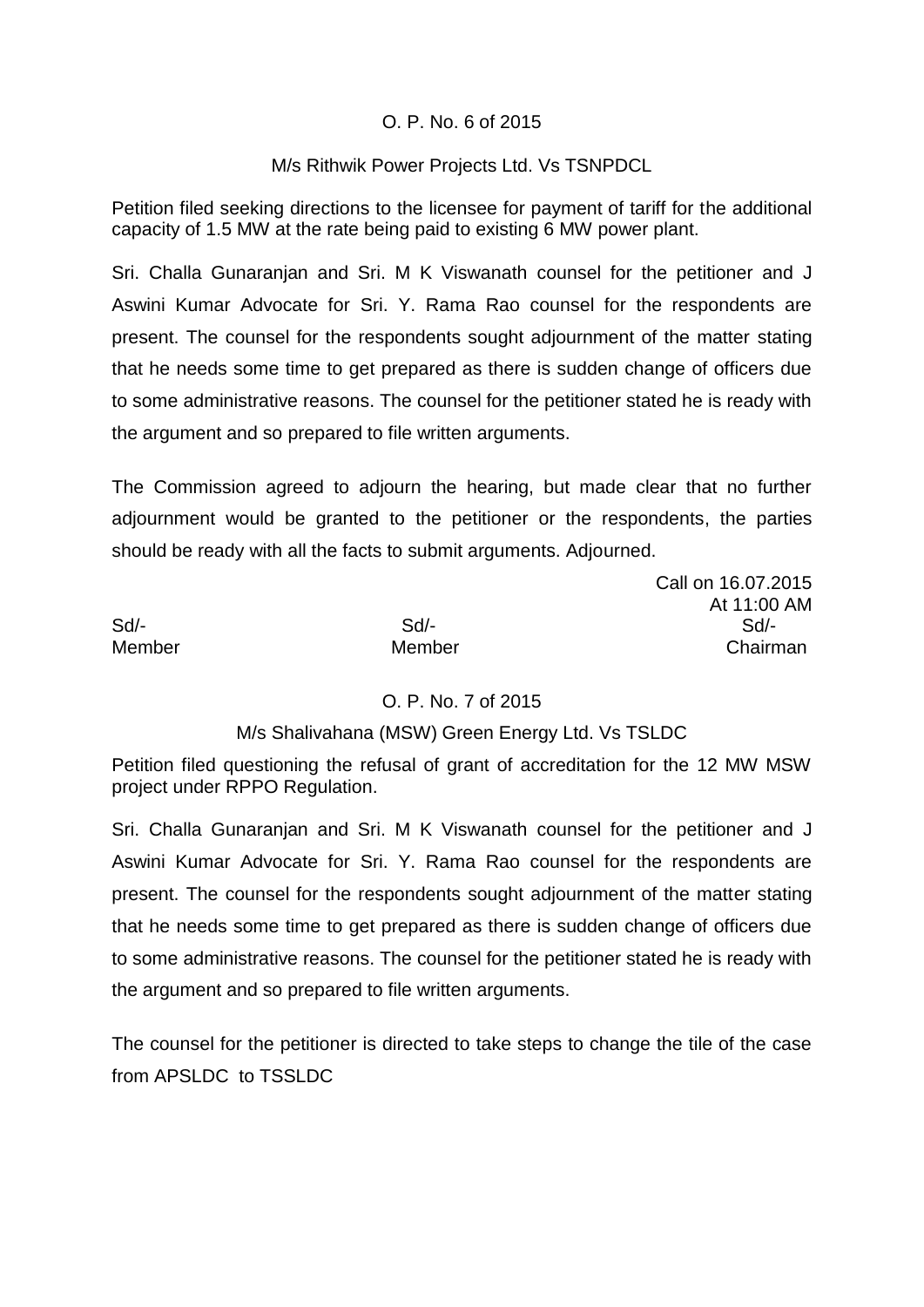O. P. No. 6 of 2015

M/s Rithwik Power Projects Ltd. Vs TSNPDCL

Petition filed seeking directions to the licensee for payment of tariff for the additional capacity of 1.5 MW at the rate being paid to existing 6 MW power plant.

Sri. Challa Gunaranjan and Sri. M K Viswanath counsel for the petitioner and J Aswini Kumar Advocate for Sri. Y. Rama Rao counsel for the respondents are present. The counsel for the respondents sought adjournment of the matter stating that he needs some time to get prepared as there is sudden change of officers due to some administrative reasons. The counsel for the petitioner stated he is ready with the argument and so prepared to file written arguments.

The Commission agreed to adjourn the hearing, but made clear that no further adjournment would be granted to the petitioner or the respondents, the parties should be ready with all the facts to submit arguments. Adjourned.

Call on 16.07.2015
At 11:00 AM

| Sd/- | Sd/- | Sd/- |
|---|---|---|
| Member | Member | Chairman |

O. P. No. 7 of 2015

M/s Shalivahana (MSW) Green Energy Ltd. Vs TSLDC

Petition filed questioning the refusal of grant of accreditation for the 12 MW MSW project under RPPO Regulation.

Sri. Challa Gunaranjan and Sri. M K Viswanath counsel for the petitioner and J Aswini Kumar Advocate for Sri. Y. Rama Rao counsel for the respondents are present. The counsel for the respondents sought adjournment of the matter stating that he needs some time to get prepared as there is sudden change of officers due to some administrative reasons. The counsel for the petitioner stated he is ready with the argument and so prepared to file written arguments.

The counsel for the petitioner is directed to take steps to change the tile of the case from APSLDC to TSSLDC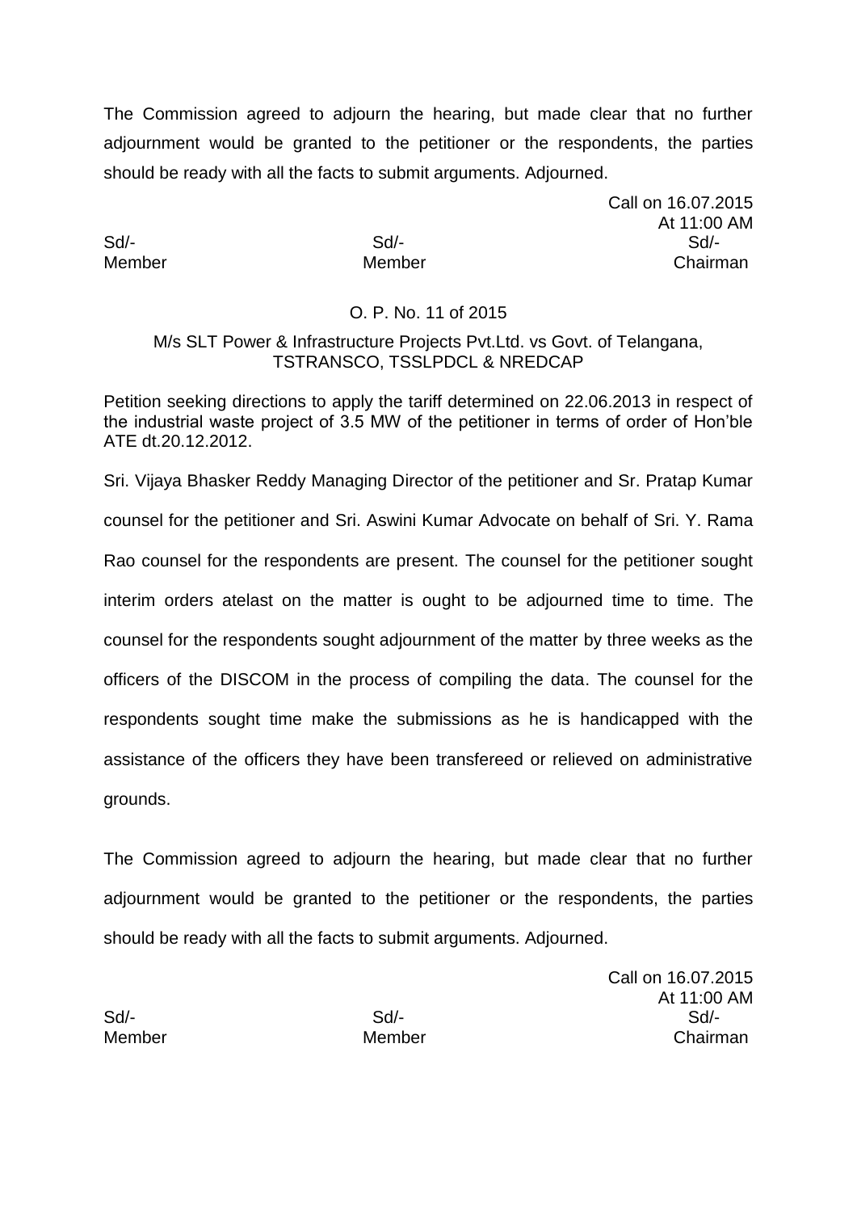The Commission agreed to adjourn the hearing, but made clear that no further adjournment would be granted to the petitioner or the respondents, the parties should be ready with all the facts to submit arguments. Adjourned.

Call on 16.07.2015
At 11:00 AM

| Sd/- | Sd/- | Sd/- |
|---|---|---|
| Member | Member | Chairman |

O. P. No. 11 of 2015

M/s SLT Power & Infrastructure Projects Pvt.Ltd. vs Govt. of Telangana, TSTRANSCO, TSSLPDCL & NREDCAP

Petition seeking directions to apply the tariff determined on 22.06.2013 in respect of the industrial waste project of 3.5 MW of the petitioner in terms of order of Hon'ble ATE dt.20.12.2012.

Sri. Vijaya Bhasker Reddy Managing Director of the petitioner and Sr. Pratap Kumar counsel for the petitioner and Sri. Aswini Kumar Advocate on behalf of Sri. Y. Rama Rao counsel for the respondents are present. The counsel for the petitioner sought interim orders atelast on the matter is ought to be adjourned time to time. The counsel for the respondents sought adjournment of the matter by three weeks as the officers of the DISCOM in the process of compiling the data. The counsel for the respondents sought time make the submissions as he is handicapped with the assistance of the officers they have been transfereed or relieved on administrative grounds.

The Commission agreed to adjourn the hearing, but made clear that no further adjournment would be granted to the petitioner or the respondents, the parties should be ready with all the facts to submit arguments. Adjourned.

Call on 16.07.2015
At 11:00 AM

| Sd/- | Sd/- | Sd/- |
|---|---|---|
| Member | Member | Chairman |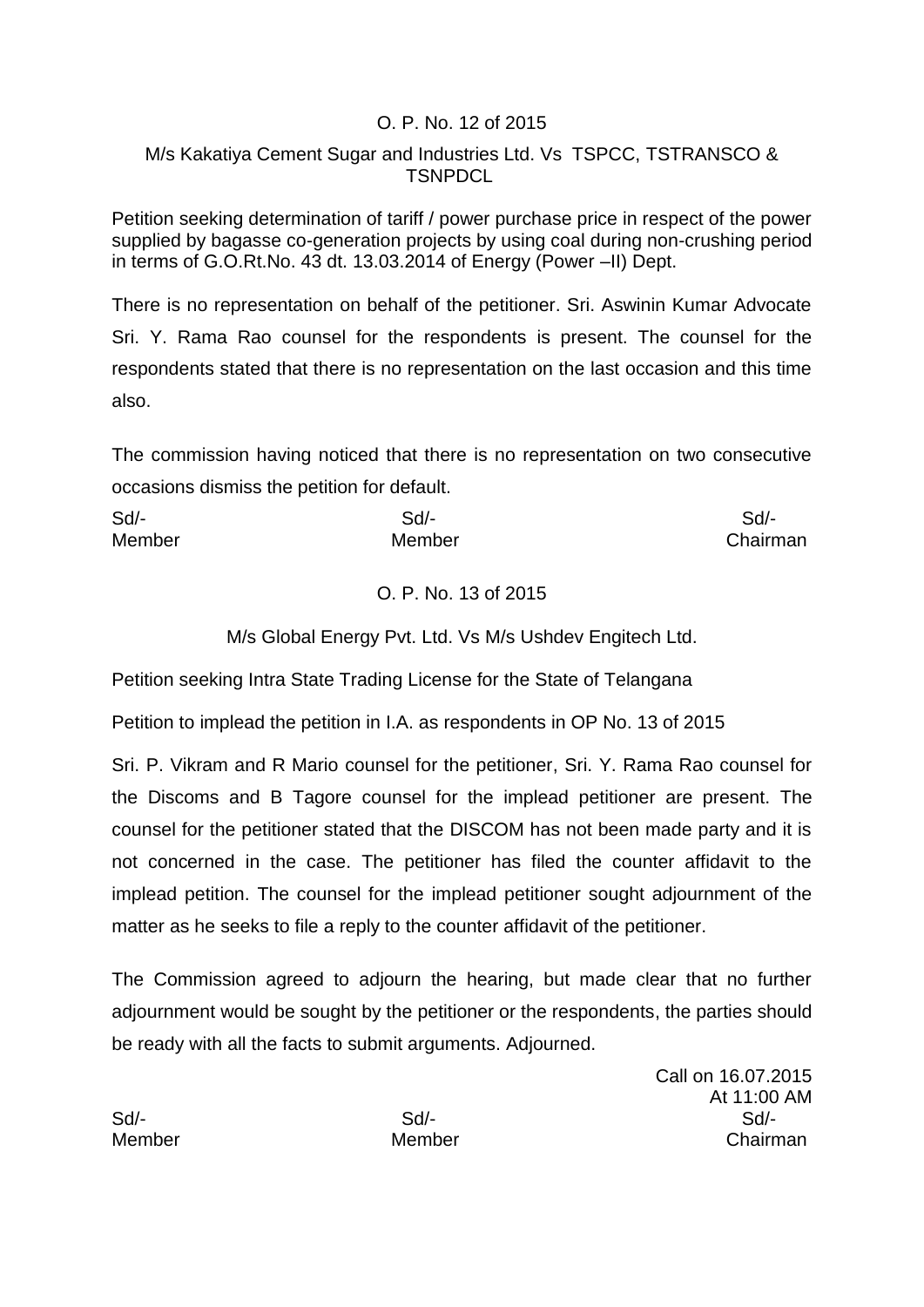O. P. No. 12 of 2015

M/s Kakatiya Cement Sugar and Industries Ltd. Vs TSPCC, TSTRANSCO & TSNPDCL

Petition seeking determination of tariff / power purchase price in respect of the power supplied by bagasse co-generation projects by using coal during non-crushing period in terms of G.O.Rt.No. 43 dt. 13.03.2014 of Energy (Power –II) Dept.

There is no representation on behalf of the petitioner. Sri. Aswinin Kumar Advocate Sri. Y. Rama Rao counsel for the respondents is present. The counsel for the respondents stated that there is no representation on the last occasion and this time also.

The commission having noticed that there is no representation on two consecutive occasions dismiss the petition for default.

| Sd/- | Sd/- | Sd/- |
|---|---|---|
| Member | Member | Chairman |

O. P. No. 13 of 2015

M/s Global Energy Pvt. Ltd. Vs M/s Ushdev Engitech Ltd.

Petition seeking Intra State Trading License for the State of Telangana

Petition to implead the petition in I.A. as respondents in OP No. 13 of 2015

Sri. P. Vikram and R Mario counsel for the petitioner, Sri. Y. Rama Rao counsel for the Discoms and B Tagore counsel for the implead petitioner are present. The counsel for the petitioner stated that the DISCOM has not been made party and it is not concerned in the case. The petitioner has filed the counter affidavit to the implead petition. The counsel for the implead petitioner sought adjournment of the matter as he seeks to file a reply to the counter affidavit of the petitioner.

The Commission agreed to adjourn the hearing, but made clear that no further adjournment would be sought by the petitioner or the respondents, the parties should be ready with all the facts to submit arguments. Adjourned.

Call on 16.07.2015
At 11:00 AM

| Sd/- | Sd/- | Sd/- |
|---|---|---|
| Member | Member | Chairman |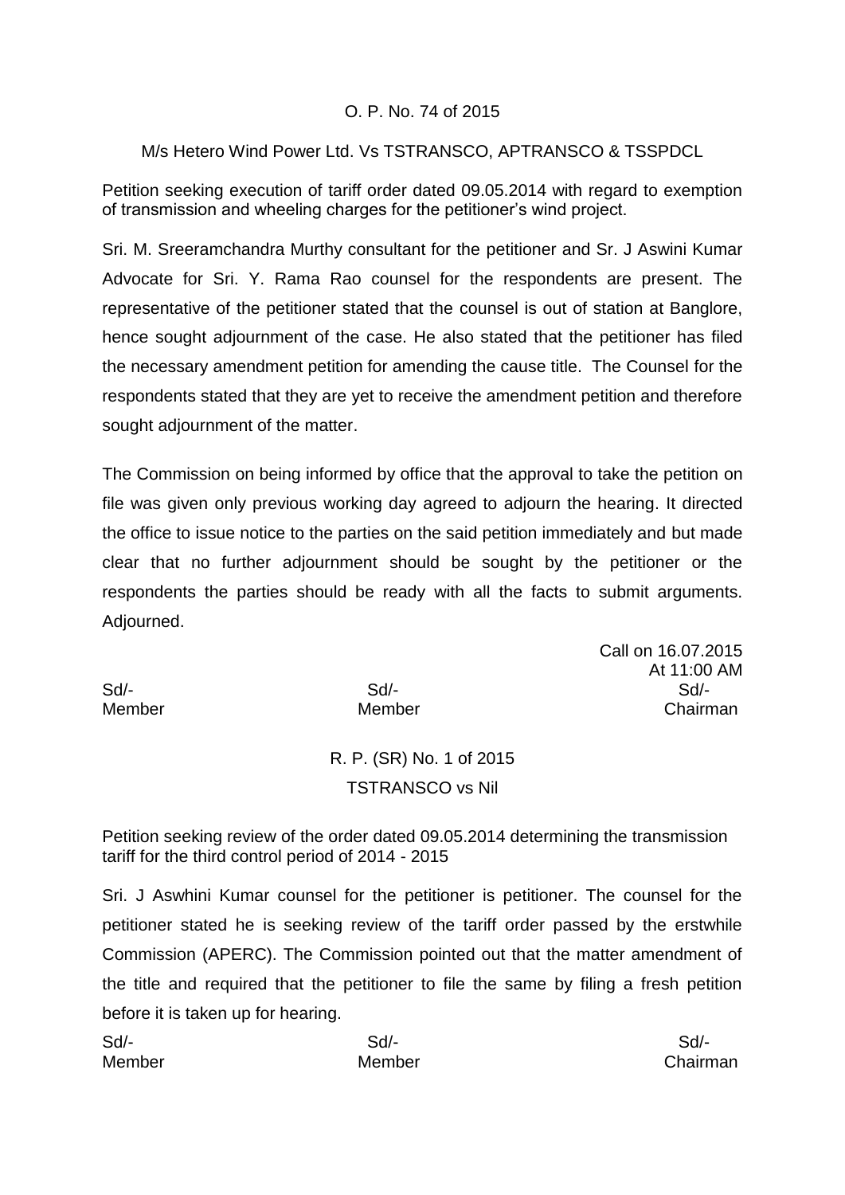O. P. No. 74 of 2015

M/s Hetero Wind Power Ltd. Vs TSTRANSCO, APTRANSCO & TSSPDCL

Petition seeking execution of tariff order dated 09.05.2014 with regard to exemption of transmission and wheeling charges for the petitioner's wind project.

Sri. M. Sreeramchandra Murthy consultant for the petitioner and Sr. J Aswini Kumar Advocate for Sri. Y. Rama Rao counsel for the respondents are present. The representative of the petitioner stated that the counsel is out of station at Banglore, hence sought adjournment of the case. He also stated that the petitioner has filed the necessary amendment petition for amending the cause title. The Counsel for the respondents stated that they are yet to receive the amendment petition and therefore sought adjournment of the matter.

The Commission on being informed by office that the approval to take the petition on file was given only previous working day agreed to adjourn the hearing. It directed the office to issue notice to the parties on the said petition immediately and but made clear that no further adjournment should be sought by the petitioner or the respondents the parties should be ready with all the facts to submit arguments. Adjourned.

Call on 16.07.2015
At 11:00 AM

| | | |
|---|---|---|
| Sd/- | Sd/- | Sd/- |
| Member | Member | Chairman |

R. P. (SR) No. 1 of 2015

TSTRANSCO vs Nil

Petition seeking review of the order dated 09.05.2014 determining the transmission tariff for the third control period of 2014 - 2015

Sri. J Aswhini Kumar counsel for the petitioner is petitioner. The counsel for the petitioner stated he is seeking review of the tariff order passed by the erstwhile Commission (APERC). The Commission pointed out that the matter amendment of the title and required that the petitioner to file the same by filing a fresh petition before it is taken up for hearing.

| | | |
|---|---|---|
| Sd/- | Sd/- | Sd/- |
| Member | Member | Chairman |